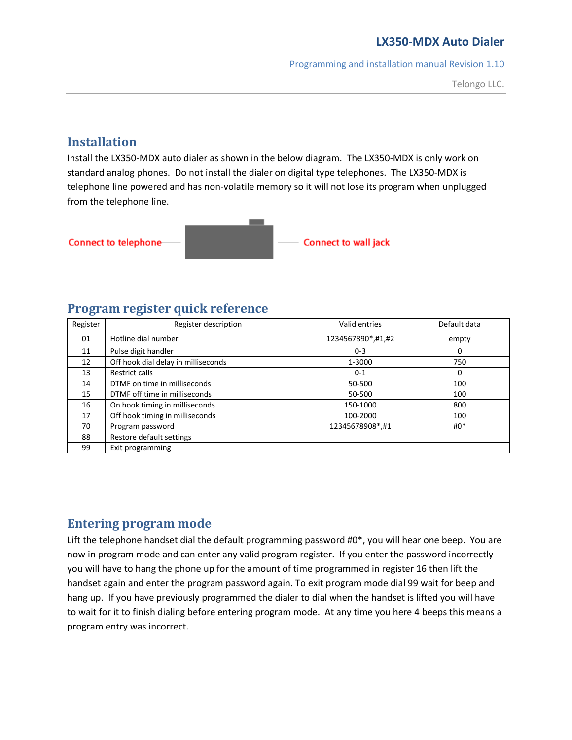# LX350-MDX Auto Dialer

Programming and installation manual Revision 1.10

Telongo LLC.

## Installation

Install the LX350-MDX auto dialer as shown in the below diagram. The LX350-MDX is only work on standard analog phones. Do not install the dialer on digital type telephones. The LX350-MDX is telephone line powered and has non-volatile memory so it will not lose its program when unplugged from the telephone line.

Connect to telephone — Connect to wall jack

## Program register quick reference

| Register | Register description | Valid entries | Default data |
|---|---|---|---|
| 01 | Hotline dial number | 1234567890*,#1,#2 | empty |
| 11 | Pulse digit handler | 0-3 | 0 |
| 12 | Off hook dial delay in milliseconds | 1-3000 | 750 |
| 13 | Restrict calls | 0-1 | 0 |
| 14 | DTMF on time in milliseconds | 50-500 | 100 |
| 15 | DTMF off time in milliseconds | 50-500 | 100 |
| 16 | On hook timing in milliseconds | 150-1000 | 800 |
| 17 | Off hook timing in milliseconds | 100-2000 | 100 |
| 70 | Program password | 12345678908*,#1 | #0* |
| 88 | Restore default settings | | |
| 99 | Exit programming | | |

## Entering program mode

Lift the telephone handset dial the default programming password #0*, you will hear one beep. You are now in program mode and can enter any valid program register. If you enter the password incorrectly you will have to hang the phone up for the amount of time programmed in register 16 then lift the handset again and enter the program password again. To exit program mode dial 99 wait for beep and hang up. If you have previously programmed the dialer to dial when the handset is lifted you will have to wait for it to finish dialing before entering program mode. At any time you here 4 beeps this means a program entry was incorrect.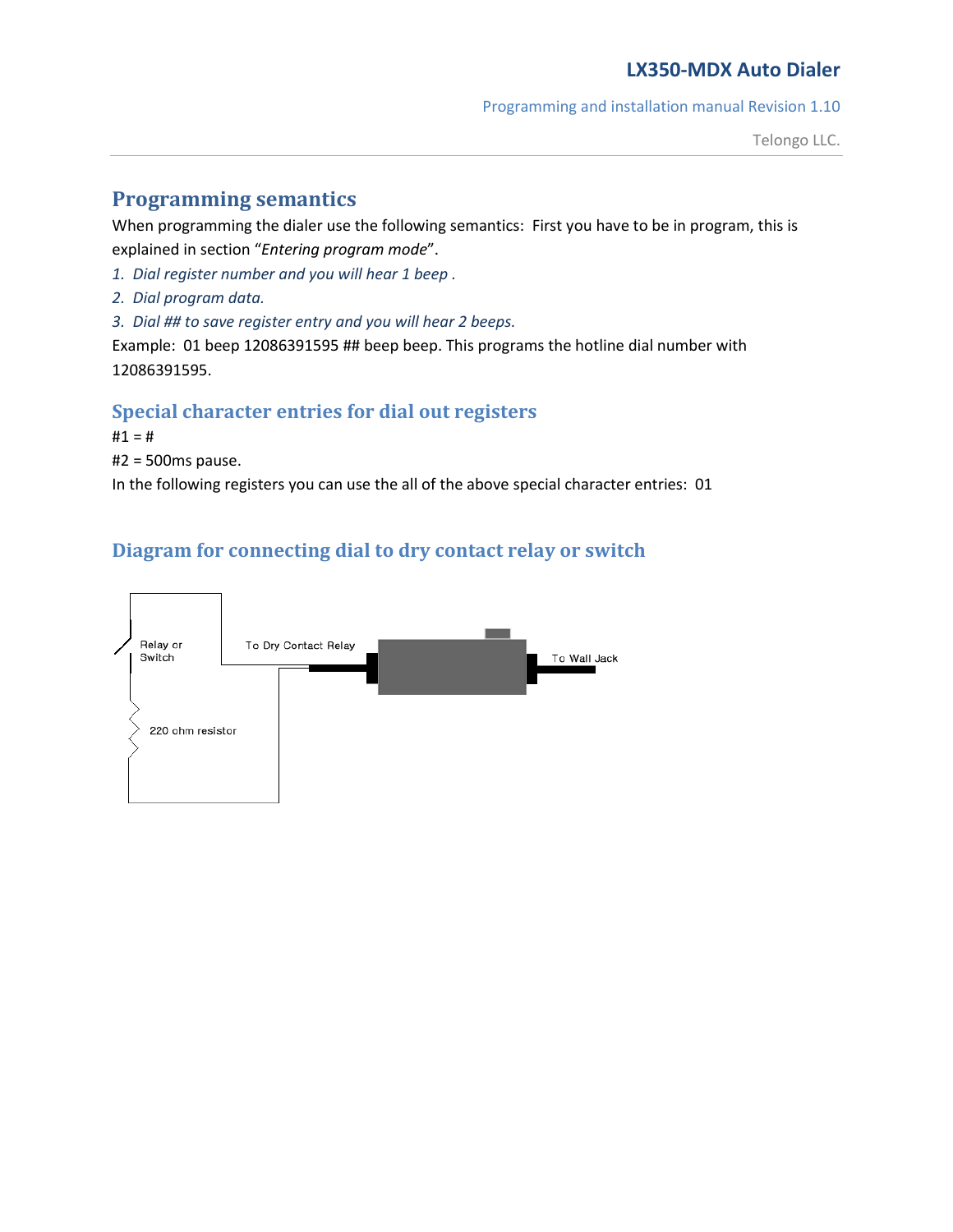## Programming semantics

When programming the dialer use the following semantics: First you have to be in program, this is explained in section "*Entering program mode*".

1. *Dial register number and you will hear 1 beep .*
2. *Dial program data.*
3. *Dial ## to save register entry and you will hear 2 beeps.*

Example: 01 beep 12086391595 ## beep beep. This programs the hotline dial number with 12086391595.

### Special character entries for dial out registers

#1 = #

#2 = 500ms pause.

In the following registers you can use the all of the above special character entries: 01

### Diagram for connecting dial to dry contact relay or switch

Relay or Switch

To Dry Contact Relay

To Wall Jack

220 ohm resistor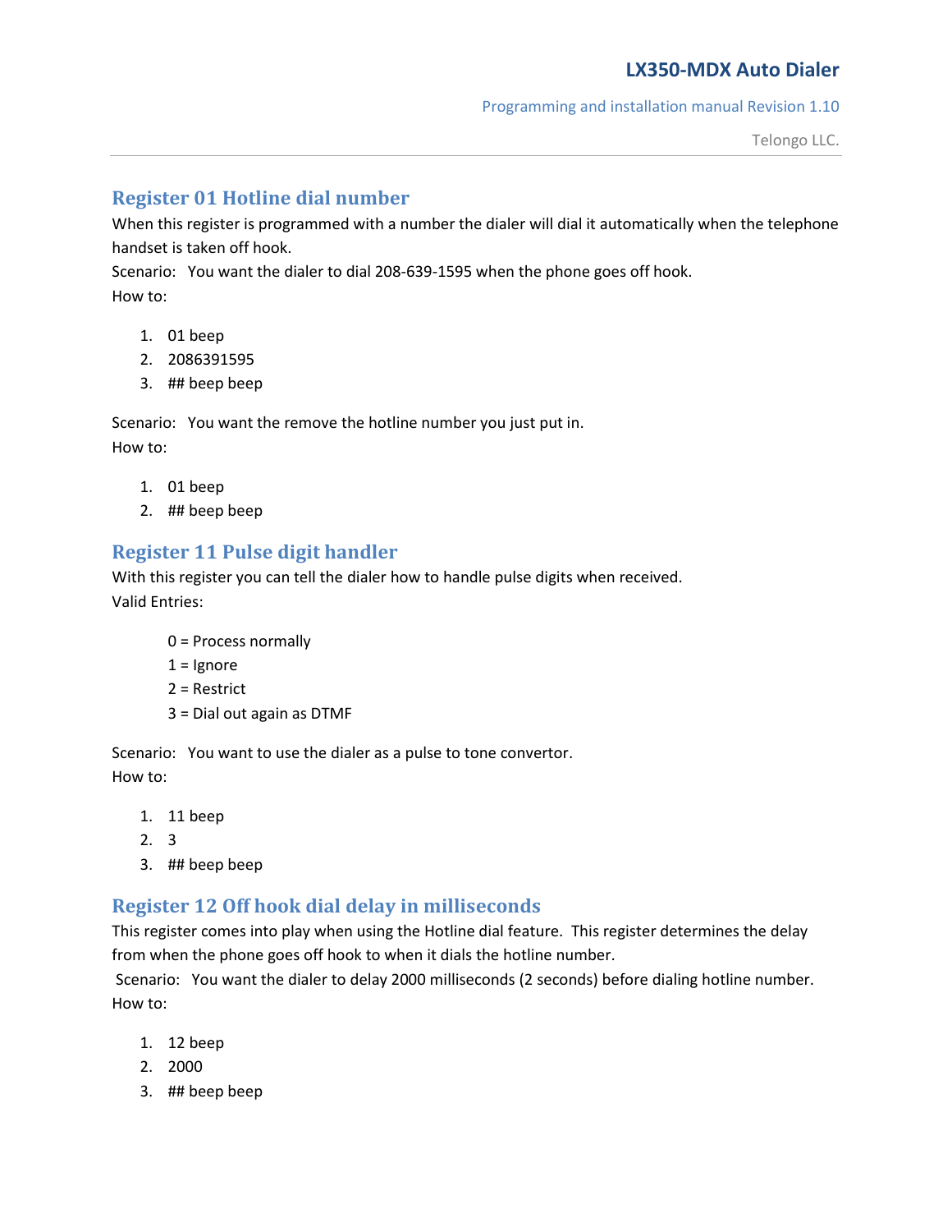## Register 01 Hotline dial number

When this register is programmed with a number the dialer will dial it automatically when the telephone handset is taken off hook.

Scenario: You want the dialer to dial 208-639-1595 when the phone goes off hook.

How to:

1. 01 beep
2. 2086391595
3. ## beep beep

Scenario: You want the remove the hotline number you just put in.

How to:

1. 01 beep
2. ## beep beep

## Register 11 Pulse digit handler

With this register you can tell the dialer how to handle pulse digits when received.

Valid Entries:

0 = Process normally
1 = Ignore
2 = Restrict
3 = Dial out again as DTMF

Scenario: You want to use the dialer as a pulse to tone convertor.

How to:

1. 11 beep
2. 3
3. ## beep beep

## Register 12 Off hook dial delay in milliseconds

This register comes into play when using the Hotline dial feature. This register determines the delay from when the phone goes off hook to when it dials the hotline number.

Scenario: You want the dialer to delay 2000 milliseconds (2 seconds) before dialing hotline number.

How to:

1. 12 beep
2. 2000
3. ## beep beep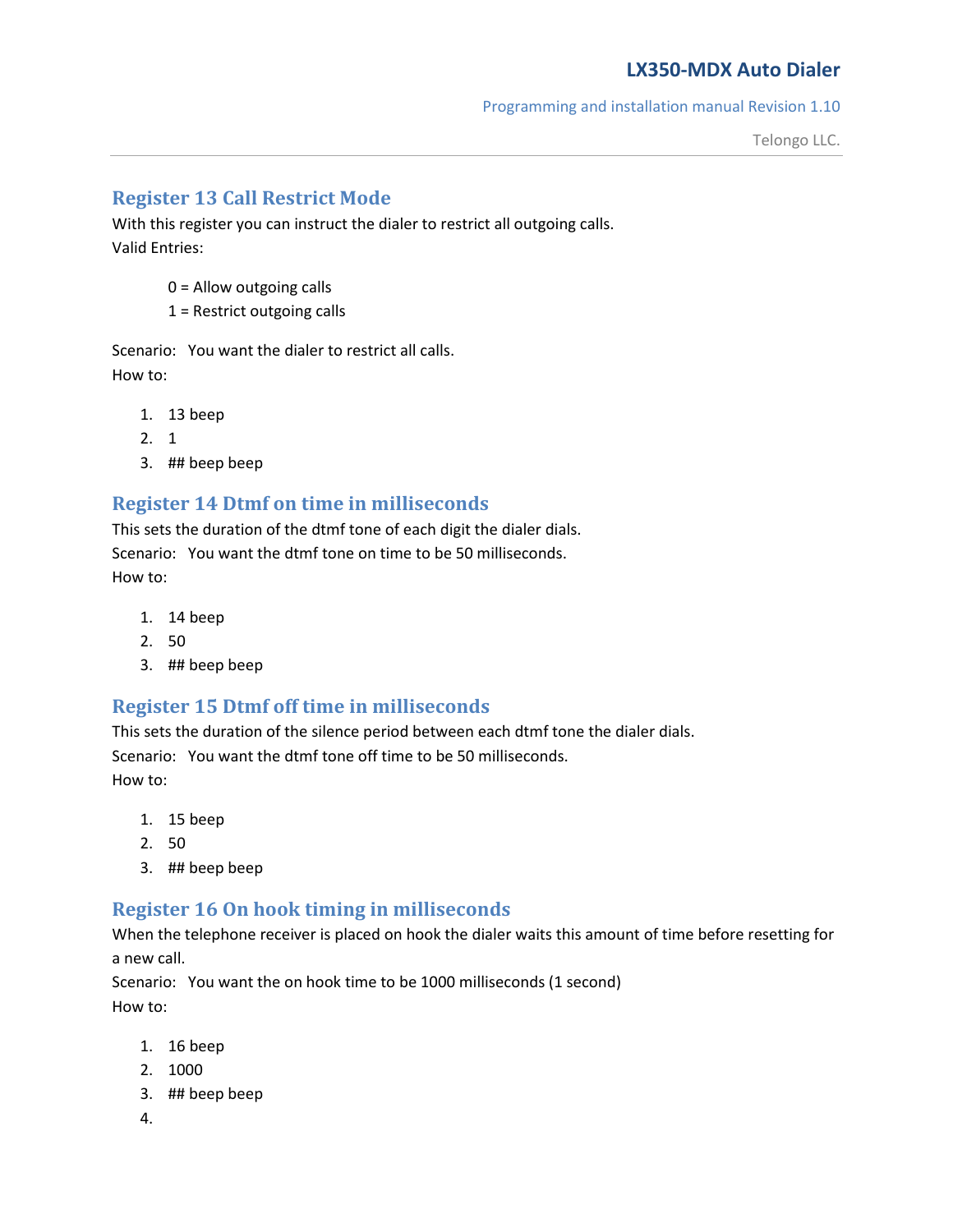## Register 13 Call Restrict Mode

With this register you can instruct the dialer to restrict all outgoing calls.
Valid Entries:

0 = Allow outgoing calls
1 = Restrict outgoing calls

Scenario: You want the dialer to restrict all calls.
How to:

1. 13 beep
2. 1
3. ## beep beep

## Register 14 Dtmf on time in milliseconds

This sets the duration of the dtmf tone of each digit the dialer dials.
Scenario: You want the dtmf tone on time to be 50 milliseconds.
How to:

1. 14 beep
2. 50
3. ## beep beep

## Register 15 Dtmf off time in milliseconds

This sets the duration of the silence period between each dtmf tone the dialer dials.
Scenario: You want the dtmf tone off time to be 50 milliseconds.
How to:

1. 15 beep
2. 50
3. ## beep beep

## Register 16 On hook timing in milliseconds

When the telephone receiver is placed on hook the dialer waits this amount of time before resetting for a new call.
Scenario: You want the on hook time to be 1000 milliseconds (1 second)
How to:

1. 16 beep
2. 1000
3. ## beep beep
4.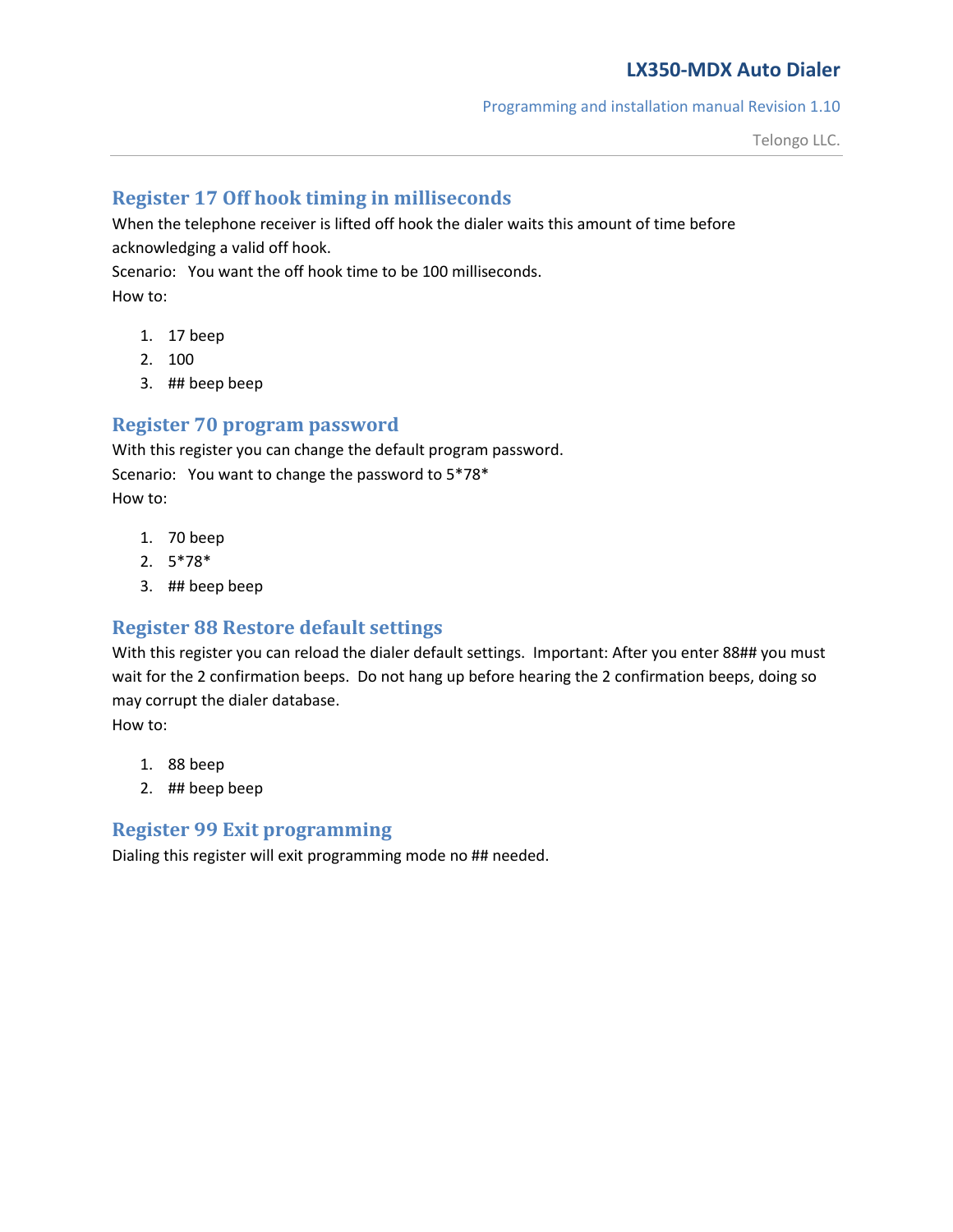## Register 17 Off hook timing in milliseconds

When the telephone receiver is lifted off hook the dialer waits this amount of time before acknowledging a valid off hook.

Scenario: You want the off hook time to be 100 milliseconds.

How to:

1. 17 beep
2. 100
3. ## beep beep

## Register 70 program password

With this register you can change the default program password.

Scenario: You want to change the password to 5*78*

How to:

1. 70 beep
2. 5*78*
3. ## beep beep

## Register 88 Restore default settings

With this register you can reload the dialer default settings. Important: After you enter 88## you must wait for the 2 confirmation beeps. Do not hang up before hearing the 2 confirmation beeps, doing so may corrupt the dialer database.

How to:

1. 88 beep
2. ## beep beep

## Register 99 Exit programming

Dialing this register will exit programming mode no ## needed.